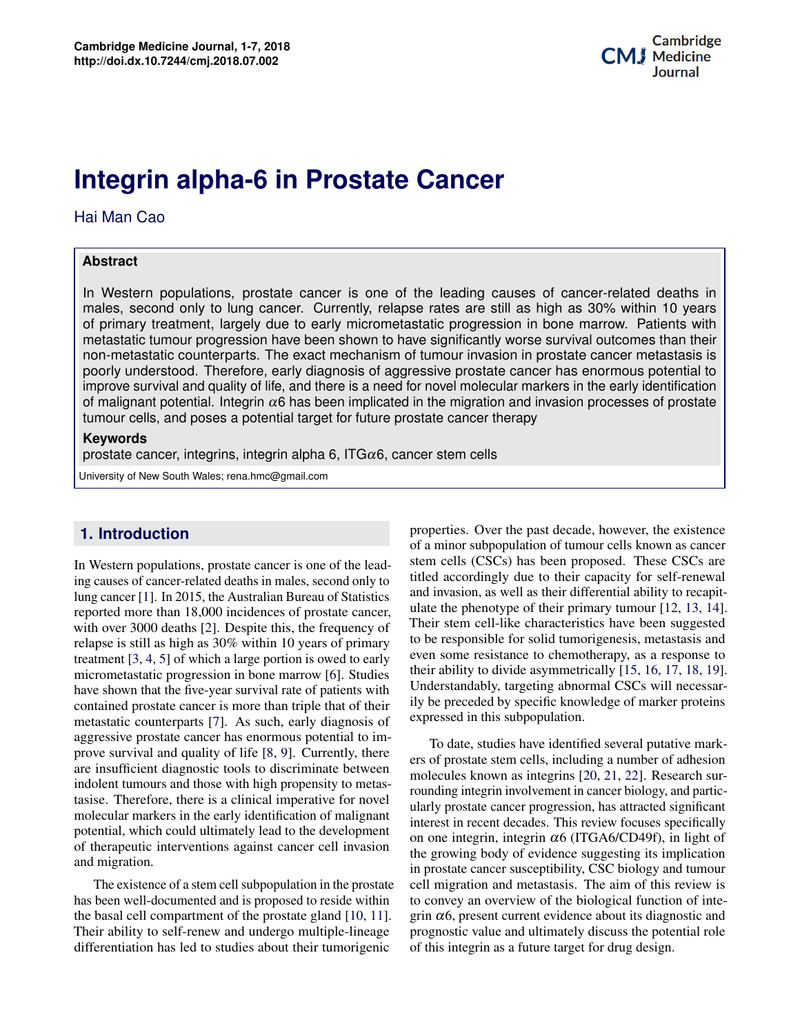# Integrin alpha-6 in Prostate Cancer

Hai Man Cao

## Abstract

In Western populations, prostate cancer is one of the leading causes of cancer-related deaths in males, second only to lung cancer. Currently, relapse rates are still as high as 30% within 10 years of primary treatment, largely due to early micrometastatic progression in bone marrow. Patients with metastatic tumour progression have been shown to have significantly worse survival outcomes than their non-metastatic counterparts. The exact mechanism of tumour invasion in prostate cancer metastasis is poorly understood. Therefore, early diagnosis of aggressive prostate cancer has enormous potential to improve survival and quality of life, and there is a need for novel molecular markers in the early identification of malignant potential. Integrin $\alpha$6 has been implicated in the migration and invasion processes of prostate tumour cells, and poses a potential target for future prostate cancer therapy

**Keywords**
prostate cancer, integrins, integrin alpha 6, ITG$\alpha$6, cancer stem cells

University of New South Wales; rena.hmc@gmail.com

## 1. Introduction

In Western populations, prostate cancer is one of the leading causes of cancer-related deaths in males, second only to lung cancer [1]. In 2015, the Australian Bureau of Statistics reported more than 18,000 incidences of prostate cancer, with over 3000 deaths [2]. Despite this, the frequency of relapse is still as high as 30% within 10 years of primary treatment [3, 4, 5] of which a large portion is owed to early micrometastatic progression in bone marrow [6]. Studies have shown that the five-year survival rate of patients with contained prostate cancer is more than triple that of their metastatic counterparts [7]. As such, early diagnosis of aggressive prostate cancer has enormous potential to improve survival and quality of life [8, 9]. Currently, there are insufficient diagnostic tools to discriminate between indolent tumours and those with high propensity to metastasise. Therefore, there is a clinical imperative for novel molecular markers in the early identification of malignant potential, which could ultimately lead to the development of therapeutic interventions against cancer cell invasion and migration.

The existence of a stem cell subpopulation in the prostate has been well-documented and is proposed to reside within the basal cell compartment of the prostate gland [10, 11]. Their ability to self-renew and undergo multiple-lineage differentiation has led to studies about their tumorigenic properties. Over the past decade, however, the existence of a minor subpopulation of tumour cells known as cancer stem cells (CSCs) has been proposed. These CSCs are titled accordingly due to their capacity for self-renewal and invasion, as well as their differential ability to recapitulate the phenotype of their primary tumour [12, 13, 14]. Their stem cell-like characteristics have been suggested to be responsible for solid tumorigenesis, metastasis and even some resistance to chemotherapy, as a response to their ability to divide asymmetrically [15, 16, 17, 18, 19]. Understandably, targeting abnormal CSCs will necessarily be preceded by specific knowledge of marker proteins expressed in this subpopulation.

To date, studies have identified several putative markers of prostate stem cells, including a number of adhesion molecules known as integrins [20, 21, 22]. Research surrounding integrin involvement in cancer biology, and particularly prostate cancer progression, has attracted significant interest in recent decades. This review focuses specifically on one integrin, integrin $\alpha$6 (ITGA6/CD49f), in light of the growing body of evidence suggesting its implication in prostate cancer susceptibility, CSC biology and tumour cell migration and metastasis. The aim of this review is to convey an overview of the biological function of integrin $\alpha$6, present current evidence about its diagnostic and prognostic value and ultimately discuss the potential role of this integrin as a future target for drug design.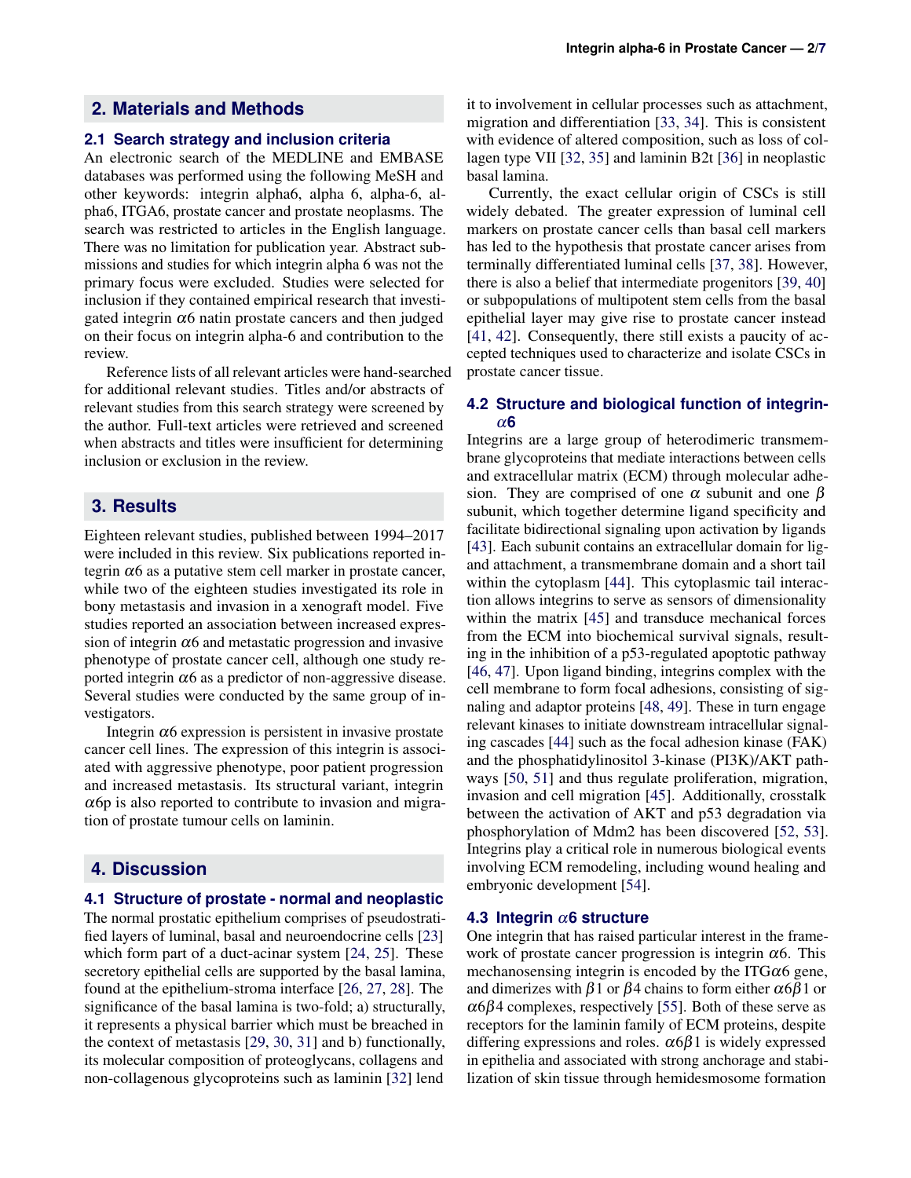## 2. Materials and Methods

### 2.1 Search strategy and inclusion criteria

An electronic search of the MEDLINE and EMBASE databases was performed using the following MeSH and other keywords: integrin alpha6, alpha 6, alpha-6, alpha6, ITGA6, prostate cancer and prostate neoplasms. The search was restricted to articles in the English language. There was no limitation for publication year. Abstract submissions and studies for which integrin alpha 6 was not the primary focus were excluded. Studies were selected for inclusion if they contained empirical research that investigated integrin $\alpha6$ natin prostate cancers and then judged on their focus on integrin alpha-6 and contribution to the review.

Reference lists of all relevant articles were hand-searched for additional relevant studies. Titles and/or abstracts of relevant studies from this search strategy were screened by the author. Full-text articles were retrieved and screened when abstracts and titles were insufficient for determining inclusion or exclusion in the review.

## 3. Results

Eighteen relevant studies, published between 1994–2017 were included in this review. Six publications reported integrin $\alpha6$ as a putative stem cell marker in prostate cancer, while two of the eighteen studies investigated its role in bony metastasis and invasion in a xenograft model. Five studies reported an association between increased expression of integrin $\alpha6$ and metastatic progression and invasive phenotype of prostate cancer cell, although one study reported integrin $\alpha6$ as a predictor of non-aggressive disease. Several studies were conducted by the same group of investigators.

Integrin $\alpha6$ expression is persistent in invasive prostate cancer cell lines. The expression of this integrin is associated with aggressive phenotype, poor patient progression and increased metastasis. Its structural variant, integrin $\alpha6$p is also reported to contribute to invasion and migration of prostate tumour cells on laminin.

## 4. Discussion

### 4.1 Structure of prostate - normal and neoplastic

The normal prostatic epithelium comprises of pseudostratified layers of luminal, basal and neuroendocrine cells [23] which form part of a duct-acinar system [24, 25]. These secretory epithelial cells are supported by the basal lamina, found at the epithelium-stroma interface [26, 27, 28]. The significance of the basal lamina is two-fold; a) structurally, it represents a physical barrier which must be breached in the context of metastasis [29, 30, 31] and b) functionally, its molecular composition of proteoglycans, collagens and non-collagenous glycoproteins such as laminin [32] lend it to involvement in cellular processes such as attachment, migration and differentiation [33, 34]. This is consistent with evidence of altered composition, such as loss of collagen type VII [32, 35] and laminin B2t [36] in neoplastic basal lamina.

Currently, the exact cellular origin of CSCs is still widely debated. The greater expression of luminal cell markers on prostate cancer cells than basal cell markers has led to the hypothesis that prostate cancer arises from terminally differentiated luminal cells [37, 38]. However, there is also a belief that intermediate progenitors [39, 40] or subpopulations of multipotent stem cells from the basal epithelial layer may give rise to prostate cancer instead [41, 42]. Consequently, there still exists a paucity of accepted techniques used to characterize and isolate CSCs in prostate cancer tissue.

### 4.2 Structure and biological function of integrin-$\alpha$6

Integrins are a large group of heterodimeric transmembrane glycoproteins that mediate interactions between cells and extracellular matrix (ECM) through molecular adhesion. They are comprised of one $\alpha$ subunit and one $\beta$ subunit, which together determine ligand specificity and facilitate bidirectional signaling upon activation by ligands [43]. Each subunit contains an extracellular domain for ligand attachment, a transmembrane domain and a short tail within the cytoplasm [44]. This cytoplasmic tail interaction allows integrins to serve as sensors of dimensionality within the matrix [45] and transduce mechanical forces from the ECM into biochemical survival signals, resulting in the inhibition of a p53-regulated apoptotic pathway [46, 47]. Upon ligand binding, integrins complex with the cell membrane to form focal adhesions, consisting of signaling and adaptor proteins [48, 49]. These in turn engage relevant kinases to initiate downstream intracellular signaling cascades [44] such as the focal adhesion kinase (FAK) and the phosphatidylinositol 3-kinase (PI3K)/AKT pathways [50, 51] and thus regulate proliferation, migration, invasion and cell migration [45]. Additionally, crosstalk between the activation of AKT and p53 degradation via phosphorylation of Mdm2 has been discovered [52, 53]. Integrins play a critical role in numerous biological events involving ECM remodeling, including wound healing and embryonic development [54].

### 4.3 Integrin $\alpha$6 structure

One integrin that has raised particular interest in the framework of prostate cancer progression is integrin $\alpha6$. This mechanosensing integrin is encoded by the ITG$\alpha6$ gene, and dimerizes with $\beta1$ or $\beta4$ chains to form either $\alpha6\beta1$ or $\alpha6\beta4$ complexes, respectively [55]. Both of these serve as receptors for the laminin family of ECM proteins, despite differing expressions and roles. $\alpha6\beta1$ is widely expressed in epithelia and associated with strong anchorage and stabilization of skin tissue through hemidesmosome formation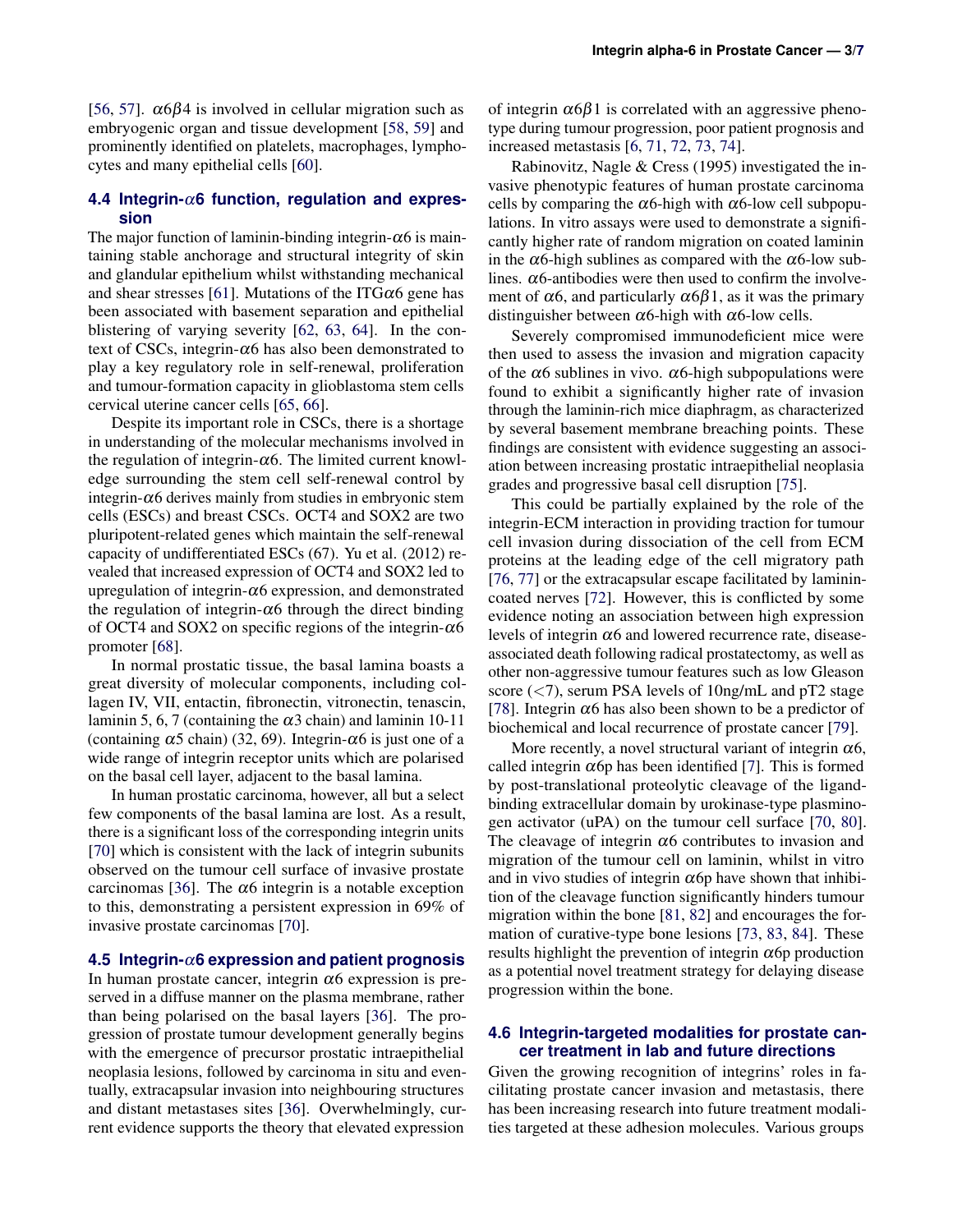[56, 57]. $\alpha6\beta4$ is involved in cellular migration such as embryogenic organ and tissue development [58, 59] and prominently identified on platelets, macrophages, lymphocytes and many epithelial cells [60].

## 4.4 Integrin-$\alpha$6 function, regulation and expression

The major function of laminin-binding integrin-$\alpha$6 is maintaining stable anchorage and structural integrity of skin and glandular epithelium whilst withstanding mechanical and shear stresses [61]. Mutations of the ITG$\alpha$6 gene has been associated with basement separation and epithelial blistering of varying severity [62, 63, 64]. In the context of CSCs, integrin-$\alpha$6 has also been demonstrated to play a key regulatory role in self-renewal, proliferation and tumour-formation capacity in glioblastoma stem cells cervical uterine cancer cells [65, 66].

Despite its important role in CSCs, there is a shortage in understanding of the molecular mechanisms involved in the regulation of integrin-$\alpha$6. The limited current knowledge surrounding the stem cell self-renewal control by integrin-$\alpha$6 derives mainly from studies in embryonic stem cells (ESCs) and breast CSCs. OCT4 and SOX2 are two pluripotent-related genes which maintain the self-renewal capacity of undifferentiated ESCs (67). Yu et al. (2012) revealed that increased expression of OCT4 and SOX2 led to upregulation of integrin-$\alpha$6 expression, and demonstrated the regulation of integrin-$\alpha$6 through the direct binding of OCT4 and SOX2 on specific regions of the integrin-$\alpha$6 promoter [68].

In normal prostatic tissue, the basal lamina boasts a great diversity of molecular components, including collagen IV, VII, entactin, fibronectin, vitronectin, tenascin, laminin 5, 6, 7 (containing the $\alpha$3 chain) and laminin 10-11 (containing $\alpha$5 chain) (32, 69). Integrin-$\alpha$6 is just one of a wide range of integrin receptor units which are polarised on the basal cell layer, adjacent to the basal lamina.

In human prostatic carcinoma, however, all but a select few components of the basal lamina are lost. As a result, there is a significant loss of the corresponding integrin units [70] which is consistent with the lack of integrin subunits observed on the tumour cell surface of invasive prostate carcinomas [36]. The $\alpha$6 integrin is a notable exception to this, demonstrating a persistent expression in 69% of invasive prostate carcinomas [70].

## 4.5 Integrin-$\alpha$6 expression and patient prognosis

In human prostate cancer, integrin $\alpha$6 expression is preserved in a diffuse manner on the plasma membrane, rather than being polarised on the basal layers [36]. The progression of prostate tumour development generally begins with the emergence of precursor prostatic intraepithelial neoplasia lesions, followed by carcinoma in situ and eventually, extracapsular invasion into neighbouring structures and distant metastases sites [36]. Overwhelmingly, current evidence supports the theory that elevated expression of integrin $\alpha6\beta1$ is correlated with an aggressive phenotype during tumour progression, poor patient prognosis and increased metastasis [6, 71, 72, 73, 74].

Rabinovitz, Nagle & Cress (1995) investigated the invasive phenotypic features of human prostate carcinoma cells by comparing the $\alpha$6-high with $\alpha$6-low cell subpopulations. In vitro assays were used to demonstrate a significantly higher rate of random migration on coated laminin in the $\alpha$6-high sublines as compared with the $\alpha$6-low sublines. $\alpha$6-antibodies were then used to confirm the involvement of $\alpha$6, and particularly $\alpha6\beta1$, as it was the primary distinguisher between $\alpha$6-high with $\alpha$6-low cells.

Severely compromised immunodeficient mice were then used to assess the invasion and migration capacity of the $\alpha$6 sublines in vivo. $\alpha$6-high subpopulations were found to exhibit a significantly higher rate of invasion through the laminin-rich mice diaphragm, as characterized by several basement membrane breaching points. These findings are consistent with evidence suggesting an association between increasing prostatic intraepithelial neoplasia grades and progressive basal cell disruption [75].

This could be partially explained by the role of the integrin-ECM interaction in providing traction for tumour cell invasion during dissociation of the cell from ECM proteins at the leading edge of the cell migratory path [76, 77] or the extracapsular escape facilitated by laminin-coated nerves [72]. However, this is conflicted by some evidence noting an association between high expression levels of integrin $\alpha$6 and lowered recurrence rate, disease-associated death following radical prostatectomy, as well as other non-aggressive tumour features such as low Gleason score ($<7$), serum PSA levels of 10ng/mL and pT2 stage [78]. Integrin $\alpha$6 has also been shown to be a predictor of biochemical and local recurrence of prostate cancer [79].

More recently, a novel structural variant of integrin $\alpha$6, called integrin $\alpha$6p has been identified [7]. This is formed by post-translational proteolytic cleavage of the ligand-binding extracellular domain by urokinase-type plasminogen activator (uPA) on the tumour cell surface [70, 80]. The cleavage of integrin $\alpha$6 contributes to invasion and migration of the tumour cell on laminin, whilst in vitro and in vivo studies of integrin $\alpha$6p have shown that inhibition of the cleavage function significantly hinders tumour migration within the bone [81, 82] and encourages the formation of curative-type bone lesions [73, 83, 84]. These results highlight the prevention of integrin $\alpha$6p production as a potential novel treatment strategy for delaying disease progression within the bone.

## 4.6 Integrin-targeted modalities for prostate cancer treatment in lab and future directions

Given the growing recognition of integrins' roles in facilitating prostate cancer invasion and metastasis, there has been increasing research into future treatment modalities targeted at these adhesion molecules. Various groups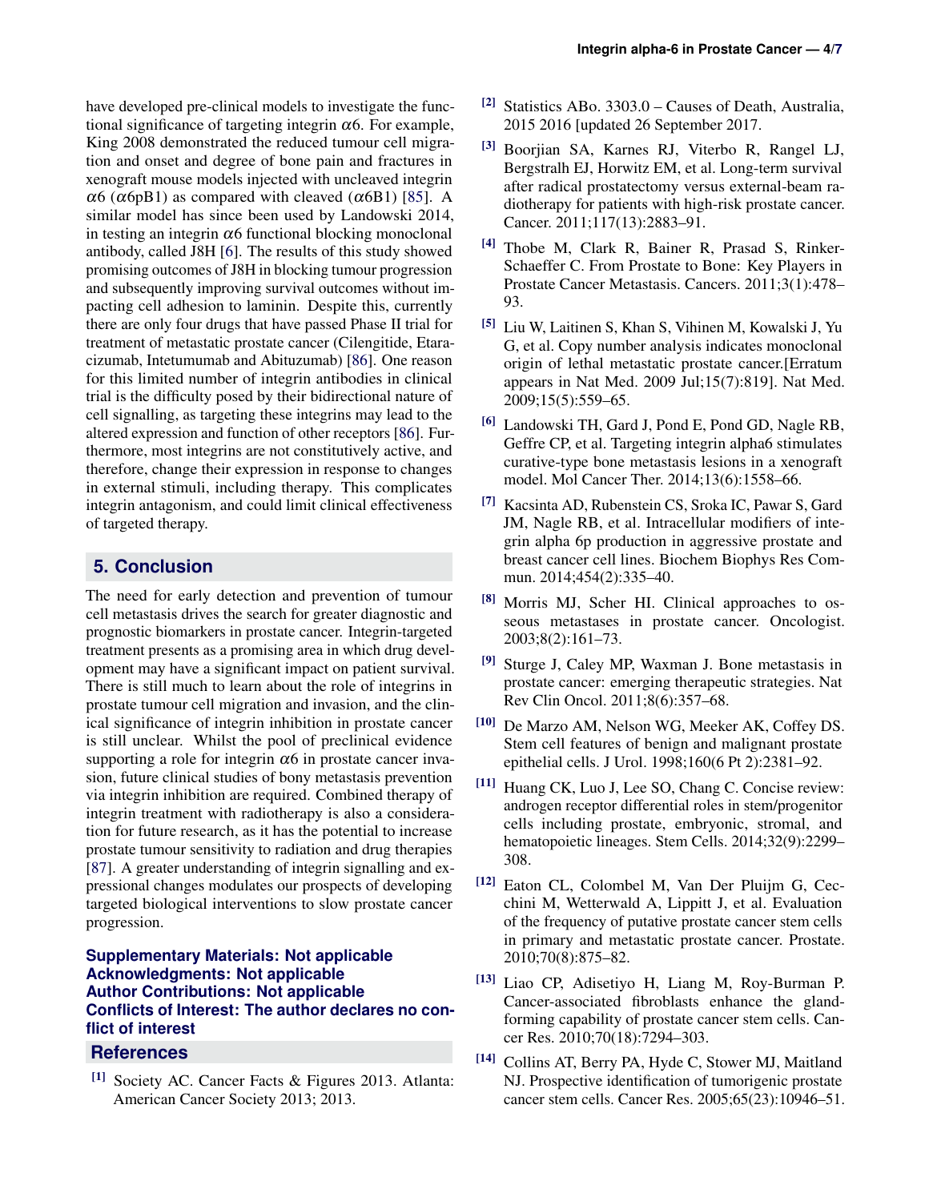have developed pre-clinical models to investigate the functional significance of targeting integrin $\alpha6$. For example, King 2008 demonstrated the reduced tumour cell migration and onset and degree of bone pain and fractures in xenograft mouse models injected with uncleaved integrin $\alpha6$ ($\alpha6$pB1) as compared with cleaved ($\alpha6$B1) [85]. A similar model has since been used by Landowski 2014, in testing an integrin $\alpha6$ functional blocking monoclonal antibody, called J8H [6]. The results of this study showed promising outcomes of J8H in blocking tumour progression and subsequently improving survival outcomes without impacting cell adhesion to laminin. Despite this, currently there are only four drugs that have passed Phase II trial for treatment of metastatic prostate cancer (Cilengitide, Etaracizumab, Intetumumab and Abituzumab) [86]. One reason for this limited number of integrin antibodies in clinical trial is the difficulty posed by their bidirectional nature of cell signalling, as targeting these integrins may lead to the altered expression and function of other receptors [86]. Furthermore, most integrins are not constitutively active, and therefore, change their expression in response to changes in external stimuli, including therapy. This complicates integrin antagonism, and could limit clinical effectiveness of targeted therapy.

## 5. Conclusion

The need for early detection and prevention of tumour cell metastasis drives the search for greater diagnostic and prognostic biomarkers in prostate cancer. Integrin-targeted treatment presents as a promising area in which drug development may have a significant impact on patient survival. There is still much to learn about the role of integrins in prostate tumour cell migration and invasion, and the clinical significance of integrin inhibition in prostate cancer is still unclear. Whilst the pool of preclinical evidence supporting a role for integrin $\alpha6$ in prostate cancer invasion, future clinical studies of bony metastasis prevention via integrin inhibition are required. Combined therapy of integrin treatment with radiotherapy is also a consideration for future research, as it has the potential to increase prostate tumour sensitivity to radiation and drug therapies [87]. A greater understanding of integrin signalling and expressional changes modulates our prospects of developing targeted biological interventions to slow prostate cancer progression.

**Supplementary Materials: Not applicable**
**Acknowledgments: Not applicable**
**Author Contributions: Not applicable**
**Conflicts of Interest: The author declares no conflict of interest**

## References

[1] Society AC. Cancer Facts & Figures 2013. Atlanta: American Cancer Society 2013; 2013.

[2] Statistics ABo. 3303.0 – Causes of Death, Australia, 2015 2016 [updated 26 September 2017.

[3] Boorjian SA, Karnes RJ, Viterbo R, Rangel LJ, Bergstralh EJ, Horwitz EM, et al. Long-term survival after radical prostatectomy versus external-beam radiotherapy for patients with high-risk prostate cancer. Cancer. 2011;117(13):2883–91.

[4] Thobe M, Clark R, Bainer R, Prasad S, Rinker-Schaeffer C. From Prostate to Bone: Key Players in Prostate Cancer Metastasis. Cancers. 2011;3(1):478–93.

[5] Liu W, Laitinen S, Khan S, Vihinen M, Kowalski J, Yu G, et al. Copy number analysis indicates monoclonal origin of lethal metastatic prostate cancer.[Erratum appears in Nat Med. 2009 Jul;15(7):819]. Nat Med. 2009;15(5):559–65.

[6] Landowski TH, Gard J, Pond E, Pond GD, Nagle RB, Geffre CP, et al. Targeting integrin alpha6 stimulates curative-type bone metastasis lesions in a xenograft model. Mol Cancer Ther. 2014;13(6):1558–66.

[7] Kacsinta AD, Rubenstein CS, Sroka IC, Pawar S, Gard JM, Nagle RB, et al. Intracellular modifiers of integrin alpha 6p production in aggressive prostate and breast cancer cell lines. Biochem Biophys Res Commun. 2014;454(2):335–40.

[8] Morris MJ, Scher HI. Clinical approaches to osseous metastases in prostate cancer. Oncologist. 2003;8(2):161–73.

[9] Sturge J, Caley MP, Waxman J. Bone metastasis in prostate cancer: emerging therapeutic strategies. Nat Rev Clin Oncol. 2011;8(6):357–68.

[10] De Marzo AM, Nelson WG, Meeker AK, Coffey DS. Stem cell features of benign and malignant prostate epithelial cells. J Urol. 1998;160(6 Pt 2):2381–92.

[11] Huang CK, Luo J, Lee SO, Chang C. Concise review: androgen receptor differential roles in stem/progenitor cells including prostate, embryonic, stromal, and hematopoietic lineages. Stem Cells. 2014;32(9):2299–308.

[12] Eaton CL, Colombel M, Van Der Pluijm G, Cecchini M, Wetterwald A, Lippitt J, et al. Evaluation of the frequency of putative prostate cancer stem cells in primary and metastatic prostate cancer. Prostate. 2010;70(8):875–82.

[13] Liao CP, Adisetiyo H, Liang M, Roy-Burman P. Cancer-associated fibroblasts enhance the gland-forming capability of prostate cancer stem cells. Cancer Res. 2010;70(18):7294–303.

[14] Collins AT, Berry PA, Hyde C, Stower MJ, Maitland NJ. Prospective identification of tumorigenic prostate cancer stem cells. Cancer Res. 2005;65(23):10946–51.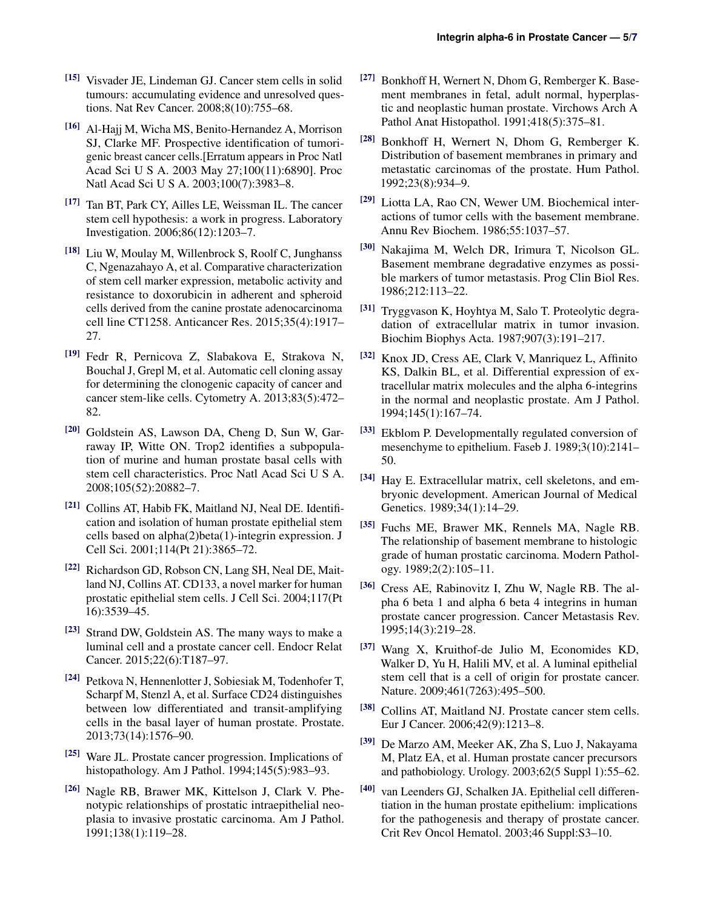[15] Visvader JE, Lindeman GJ. Cancer stem cells in solid tumours: accumulating evidence and unresolved questions. Nat Rev Cancer. 2008;8(10):755–68.

[16] Al-Hajj M, Wicha MS, Benito-Hernandez A, Morrison SJ, Clarke MF. Prospective identification of tumorigenic breast cancer cells.[Erratum appears in Proc Natl Acad Sci U S A. 2003 May 27;100(11):6890]. Proc Natl Acad Sci U S A. 2003;100(7):3983–8.

[17] Tan BT, Park CY, Ailles LE, Weissman IL. The cancer stem cell hypothesis: a work in progress. Laboratory Investigation. 2006;86(12):1203–7.

[18] Liu W, Moulay M, Willenbrock S, Roolf C, Junghanss C, Ngenazahayo A, et al. Comparative characterization of stem cell marker expression, metabolic activity and resistance to doxorubicin in adherent and spheroid cells derived from the canine prostate adenocarcinoma cell line CT1258. Anticancer Res. 2015;35(4):1917–27.

[19] Fedr R, Pernicova Z, Slabakova E, Strakova N, Bouchal J, Grepl M, et al. Automatic cell cloning assay for determining the clonogenic capacity of cancer and cancer stem-like cells. Cytometry A. 2013;83(5):472–82.

[20] Goldstein AS, Lawson DA, Cheng D, Sun W, Garraway IP, Witte ON. Trop2 identifies a subpopulation of murine and human prostate basal cells with stem cell characteristics. Proc Natl Acad Sci U S A. 2008;105(52):20882–7.

[21] Collins AT, Habib FK, Maitland NJ, Neal DE. Identification and isolation of human prostate epithelial stem cells based on alpha(2)beta(1)-integrin expression. J Cell Sci. 2001;114(Pt 21):3865–72.

[22] Richardson GD, Robson CN, Lang SH, Neal DE, Maitland NJ, Collins AT. CD133, a novel marker for human prostatic epithelial stem cells. J Cell Sci. 2004;117(Pt 16):3539–45.

[23] Strand DW, Goldstein AS. The many ways to make a luminal cell and a prostate cancer cell. Endocr Relat Cancer. 2015;22(6):T187–97.

[24] Petkova N, Hennenlotter J, Sobiesiak M, Todenhofer T, Scharpf M, Stenzl A, et al. Surface CD24 distinguishes between low differentiated and transit-amplifying cells in the basal layer of human prostate. Prostate. 2013;73(14):1576–90.

[25] Ware JL. Prostate cancer progression. Implications of histopathology. Am J Pathol. 1994;145(5):983–93.

[26] Nagle RB, Brawer MK, Kittelson J, Clark V. Phenotypic relationships of prostatic intraepithelial neoplasia to invasive prostatic carcinoma. Am J Pathol. 1991;138(1):119–28.

[27] Bonkhoff H, Wernert N, Dhom G, Remberger K. Basement membranes in fetal, adult normal, hyperplastic and neoplastic human prostate. Virchows Arch A Pathol Anat Histopathol. 1991;418(5):375–81.

[28] Bonkhoff H, Wernert N, Dhom G, Remberger K. Distribution of basement membranes in primary and metastatic carcinomas of the prostate. Hum Pathol. 1992;23(8):934–9.

[29] Liotta LA, Rao CN, Wewer UM. Biochemical interactions of tumor cells with the basement membrane. Annu Rev Biochem. 1986;55:1037–57.

[30] Nakajima M, Welch DR, Irimura T, Nicolson GL. Basement membrane degradative enzymes as possible markers of tumor metastasis. Prog Clin Biol Res. 1986;212:113–22.

[31] Tryggvason K, Hoyhtya M, Salo T. Proteolytic degradation of extracellular matrix in tumor invasion. Biochim Biophys Acta. 1987;907(3):191–217.

[32] Knox JD, Cress AE, Clark V, Manriquez L, Affinito KS, Dalkin BL, et al. Differential expression of extracellular matrix molecules and the alpha 6-integrins in the normal and neoplastic prostate. Am J Pathol. 1994;145(1):167–74.

[33] Ekblom P. Developmentally regulated conversion of mesenchyme to epithelium. Faseb J. 1989;3(10):2141–50.

[34] Hay E. Extracellular matrix, cell skeletons, and embryonic development. American Journal of Medical Genetics. 1989;34(1):14–29.

[35] Fuchs ME, Brawer MK, Rennels MA, Nagle RB. The relationship of basement membrane to histologic grade of human prostatic carcinoma. Modern Pathology. 1989;2(2):105–11.

[36] Cress AE, Rabinovitz I, Zhu W, Nagle RB. The alpha 6 beta 1 and alpha 6 beta 4 integrins in human prostate cancer progression. Cancer Metastasis Rev. 1995;14(3):219–28.

[37] Wang X, Kruithof-de Julio M, Economides KD, Walker D, Yu H, Halili MV, et al. A luminal epithelial stem cell that is a cell of origin for prostate cancer. Nature. 2009;461(7263):495–500.

[38] Collins AT, Maitland NJ. Prostate cancer stem cells. Eur J Cancer. 2006;42(9):1213–8.

[39] De Marzo AM, Meeker AK, Zha S, Luo J, Nakayama M, Platz EA, et al. Human prostate cancer precursors and pathobiology. Urology. 2003;62(5 Suppl 1):55–62.

[40] van Leenders GJ, Schalken JA. Epithelial cell differentiation in the human prostate epithelium: implications for the pathogenesis and therapy of prostate cancer. Crit Rev Oncol Hematol. 2003;46 Suppl:S3–10.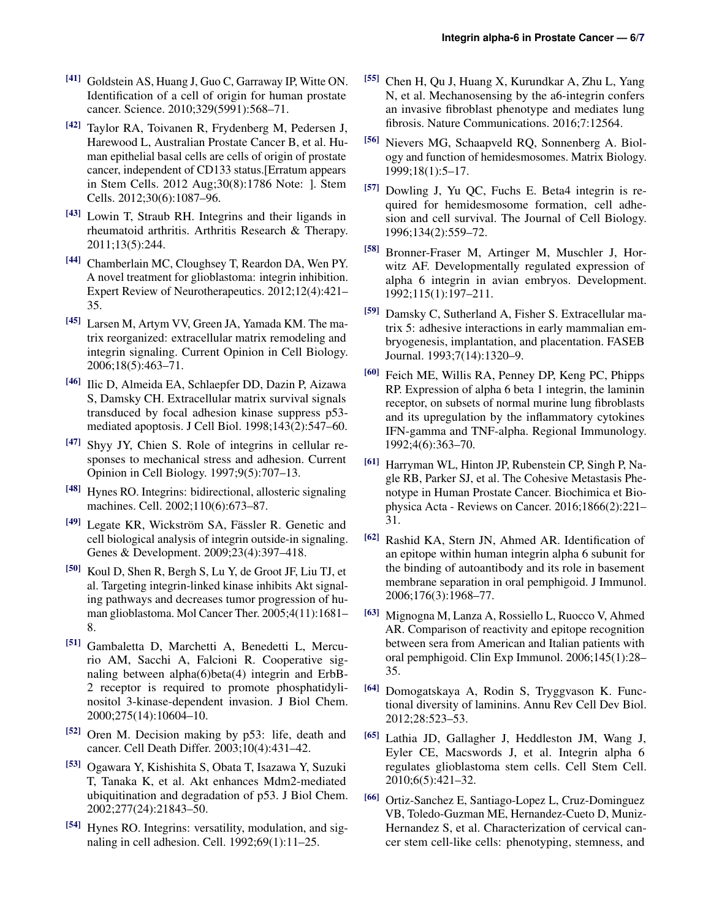[41] Goldstein AS, Huang J, Guo C, Garraway IP, Witte ON. Identification of a cell of origin for human prostate cancer. Science. 2010;329(5991):568–71.

[42] Taylor RA, Toivanen R, Frydenberg M, Pedersen J, Harewood L, Australian Prostate Cancer B, et al. Human epithelial basal cells are cells of origin of prostate cancer, independent of CD133 status.[Erratum appears in Stem Cells. 2012 Aug;30(8):1786 Note: ]. Stem Cells. 2012;30(6):1087–96.

[43] Lowin T, Straub RH. Integrins and their ligands in rheumatoid arthritis. Arthritis Research & Therapy. 2011;13(5):244.

[44] Chamberlain MC, Cloughsey T, Reardon DA, Wen PY. A novel treatment for glioblastoma: integrin inhibition. Expert Review of Neurotherapeutics. 2012;12(4):421–35.

[45] Larsen M, Artym VV, Green JA, Yamada KM. The matrix reorganized: extracellular matrix remodeling and integrin signaling. Current Opinion in Cell Biology. 2006;18(5):463–71.

[46] Ilic D, Almeida EA, Schlaepfer DD, Dazin P, Aizawa S, Damsky CH. Extracellular matrix survival signals transduced by focal adhesion kinase suppress p53-mediated apoptosis. J Cell Biol. 1998;143(2):547–60.

[47] Shyy JY, Chien S. Role of integrins in cellular responses to mechanical stress and adhesion. Current Opinion in Cell Biology. 1997;9(5):707–13.

[48] Hynes RO. Integrins: bidirectional, allosteric signaling machines. Cell. 2002;110(6):673–87.

[49] Legate KR, Wickström SA, Fässler R. Genetic and cell biological analysis of integrin outside-in signaling. Genes & Development. 2009;23(4):397–418.

[50] Koul D, Shen R, Bergh S, Lu Y, de Groot JF, Liu TJ, et al. Targeting integrin-linked kinase inhibits Akt signaling pathways and decreases tumor progression of human glioblastoma. Mol Cancer Ther. 2005;4(11):1681–8.

[51] Gambaletta D, Marchetti A, Benedetti L, Mercurio AM, Sacchi A, Falcioni R. Cooperative signaling between alpha(6)beta(4) integrin and ErbB-2 receptor is required to promote phosphatidylinositol 3-kinase-dependent invasion. J Biol Chem. 2000;275(14):10604–10.

[52] Oren M. Decision making by p53: life, death and cancer. Cell Death Differ. 2003;10(4):431–42.

[53] Ogawara Y, Kishishita S, Obata T, Isazawa Y, Suzuki T, Tanaka K, et al. Akt enhances Mdm2-mediated ubiquitination and degradation of p53. J Biol Chem. 2002;277(24):21843–50.

[54] Hynes RO. Integrins: versatility, modulation, and signaling in cell adhesion. Cell. 1992;69(1):11–25.

[55] Chen H, Qu J, Huang X, Kurundkar A, Zhu L, Yang N, et al. Mechanosensing by the a6-integrin confers an invasive fibroblast phenotype and mediates lung fibrosis. Nature Communications. 2016;7:12564.

[56] Nievers MG, Schaapveld RQ, Sonnenberg A. Biology and function of hemidesmosomes. Matrix Biology. 1999;18(1):5–17.

[57] Dowling J, Yu QC, Fuchs E. Beta4 integrin is required for hemidesmosome formation, cell adhesion and cell survival. The Journal of Cell Biology. 1996;134(2):559–72.

[58] Bronner-Fraser M, Artinger M, Muschler J, Horwitz AF. Developmentally regulated expression of alpha 6 integrin in avian embryos. Development. 1992;115(1):197–211.

[59] Damsky C, Sutherland A, Fisher S. Extracellular matrix 5: adhesive interactions in early mammalian embryogenesis, implantation, and placentation. FASEB Journal. 1993;7(14):1320–9.

[60] Feich ME, Willis RA, Penney DP, Keng PC, Phipps RP. Expression of alpha 6 beta 1 integrin, the laminin receptor, on subsets of normal murine lung fibroblasts and its upregulation by the inflammatory cytokines IFN-gamma and TNF-alpha. Regional Immunology. 1992;4(6):363–70.

[61] Harryman WL, Hinton JP, Rubenstein CP, Singh P, Nagle RB, Parker SJ, et al. The Cohesive Metastasis Phenotype in Human Prostate Cancer. Biochimica et Biophysica Acta - Reviews on Cancer. 2016;1866(2):221–31.

[62] Rashid KA, Stern JN, Ahmed AR. Identification of an epitope within human integrin alpha 6 subunit for the binding of autoantibody and its role in basement membrane separation in oral pemphigoid. J Immunol. 2006;176(3):1968–77.

[63] Mignogna M, Lanza A, Rossiello L, Ruocco V, Ahmed AR. Comparison of reactivity and epitope recognition between sera from American and Italian patients with oral pemphigoid. Clin Exp Immunol. 2006;145(1):28–35.

[64] Domogatskaya A, Rodin S, Tryggvason K. Functional diversity of laminins. Annu Rev Cell Dev Biol. 2012;28:523–53.

[65] Lathia JD, Gallagher J, Heddleston JM, Wang J, Eyler CE, Macswords J, et al. Integrin alpha 6 regulates glioblastoma stem cells. Cell Stem Cell. 2010;6(5):421–32.

[66] Ortiz-Sanchez E, Santiago-Lopez L, Cruz-Dominguez VB, Toledo-Guzman ME, Hernandez-Cueto D, Muniz-Hernandez S, et al. Characterization of cervical cancer stem cell-like cells: phenotyping, stemness, and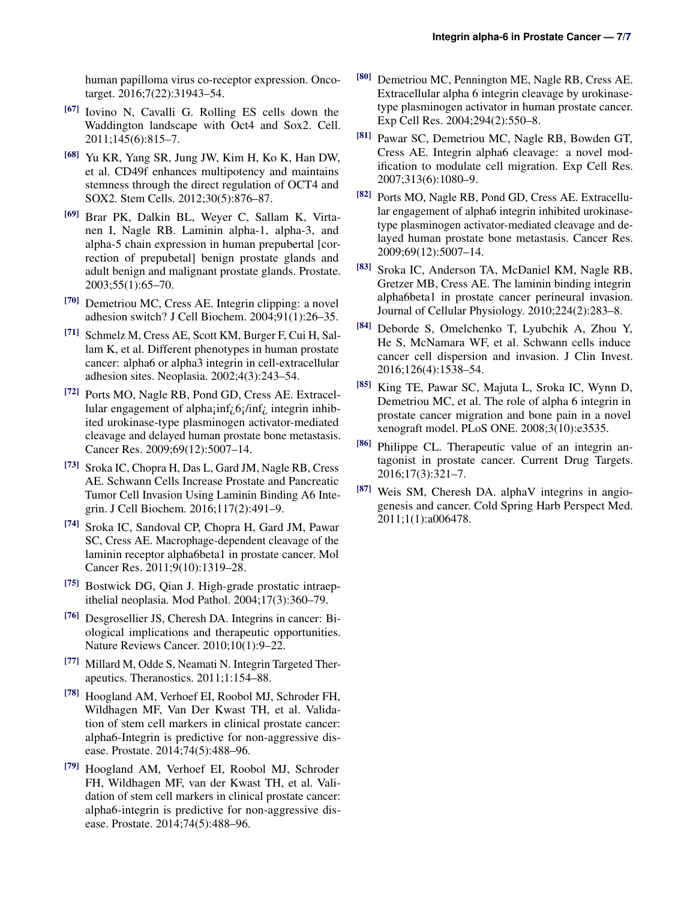human papilloma virus co-receptor expression. Oncotarget. 2016;7(22):31943–54.

[67] Iovino N, Cavalli G. Rolling ES cells down the Waddington landscape with Oct4 and Sox2. Cell. 2011;145(6):815–7.

[68] Yu KR, Yang SR, Jung JW, Kim H, Ko K, Han DW, et al. CD49f enhances multipotency and maintains stemness through the direct regulation of OCT4 and SOX2. Stem Cells. 2012;30(5):876–87.

[69] Brar PK, Dalkin BL, Weyer C, Sallam K, Virtanen I, Nagle RB. Laminin alpha-1, alpha-3, and alpha-5 chain expression in human prepubertal [correction of prepubetal] benign prostate glands and adult benign and malignant prostate glands. Prostate. 2003;55(1):65–70.

[70] Demetriou MC, Cress AE. Integrin clipping: a novel adhesion switch? J Cell Biochem. 2004;91(1):26–35.

[71] Schmelz M, Cress AE, Scott KM, Burger F, Cui H, Sallam K, et al. Different phenotypes in human prostate cancer: alpha6 or alpha3 integrin in cell-extracellular adhesion sites. Neoplasia. 2002;4(3):243–54.

[72] Ports MO, Nagle RB, Pond GD, Cress AE. Extracellular engagement of alpha¡inf¿6¡/inf¿ integrin inhibited urokinase-type plasminogen activator-mediated cleavage and delayed human prostate bone metastasis. Cancer Res. 2009;69(12):5007–14.

[73] Sroka IC, Chopra H, Das L, Gard JM, Nagle RB, Cress AE. Schwann Cells Increase Prostate and Pancreatic Tumor Cell Invasion Using Laminin Binding A6 Integrin. J Cell Biochem. 2016;117(2):491–9.

[74] Sroka IC, Sandoval CP, Chopra H, Gard JM, Pawar SC, Cress AE. Macrophage-dependent cleavage of the laminin receptor alpha6beta1 in prostate cancer. Mol Cancer Res. 2011;9(10):1319–28.

[75] Bostwick DG, Qian J. High-grade prostatic intraepithelial neoplasia. Mod Pathol. 2004;17(3):360–79.

[76] Desgrosellier JS, Cheresh DA. Integrins in cancer: Biological implications and therapeutic opportunities. Nature Reviews Cancer. 2010;10(1):9–22.

[77] Millard M, Odde S, Neamati N. Integrin Targeted Therapeutics. Theranostics. 2011;1:154–88.

[78] Hoogland AM, Verhoef EI, Roobol MJ, Schroder FH, Wildhagen MF, Van Der Kwast TH, et al. Validation of stem cell markers in clinical prostate cancer: alpha6-Integrin is predictive for non-aggressive disease. Prostate. 2014;74(5):488–96.

[79] Hoogland AM, Verhoef EI, Roobol MJ, Schroder FH, Wildhagen MF, van der Kwast TH, et al. Validation of stem cell markers in clinical prostate cancer: alpha6-integrin is predictive for non-aggressive disease. Prostate. 2014;74(5):488–96.

[80] Demetriou MC, Pennington ME, Nagle RB, Cress AE. Extracellular alpha 6 integrin cleavage by urokinase-type plasminogen activator in human prostate cancer. Exp Cell Res. 2004;294(2):550–8.

[81] Pawar SC, Demetriou MC, Nagle RB, Bowden GT, Cress AE. Integrin alpha6 cleavage: a novel modification to modulate cell migration. Exp Cell Res. 2007;313(6):1080–9.

[82] Ports MO, Nagle RB, Pond GD, Cress AE. Extracellular engagement of alpha6 integrin inhibited urokinase-type plasminogen activator-mediated cleavage and delayed human prostate bone metastasis. Cancer Res. 2009;69(12):5007–14.

[83] Sroka IC, Anderson TA, McDaniel KM, Nagle RB, Gretzer MB, Cress AE. The laminin binding integrin alpha6beta1 in prostate cancer perineural invasion. Journal of Cellular Physiology. 2010;224(2):283–8.

[84] Deborde S, Omelchenko T, Lyubchik A, Zhou Y, He S, McNamara WF, et al. Schwann cells induce cancer cell dispersion and invasion. J Clin Invest. 2016;126(4):1538–54.

[85] King TE, Pawar SC, Majuta L, Sroka IC, Wynn D, Demetriou MC, et al. The role of alpha 6 integrin in prostate cancer migration and bone pain in a novel xenograft model. PLoS ONE. 2008;3(10):e3535.

[86] Philippe CL. Therapeutic value of an integrin antagonist in prostate cancer. Current Drug Targets. 2016;17(3):321–7.

[87] Weis SM, Cheresh DA. alphaV integrins in angiogenesis and cancer. Cold Spring Harb Perspect Med. 2011;1(1):a006478.